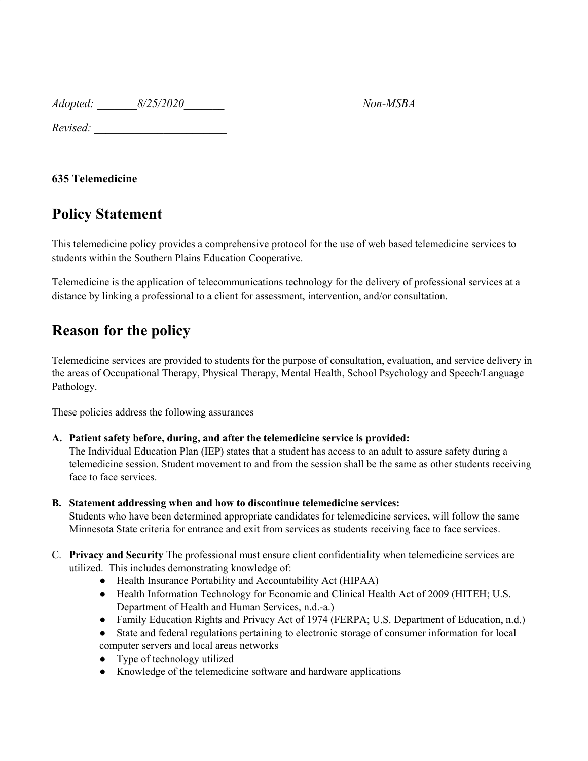*Adopted: _______8/25/2020_______* *Non-MSBA*

*Revised: _______________________*

**635 Telemedicine**

# Policy Statement

This telemedicine policy provides a comprehensive protocol for the use of web based telemedicine services to students within the Southern Plains Education Cooperative.

Telemedicine is the application of telecommunications technology for the delivery of professional services at a distance by linking a professional to a client for assessment, intervention, and/or consultation.

# Reason for the policy

Telemedicine services are provided to students for the purpose of consultation, evaluation, and service delivery in the areas of Occupational Therapy, Physical Therapy, Mental Health, School Psychology and Speech/Language Pathology.

These policies address the following assurances

**A. Patient safety before, during, and after the telemedicine service is provided:**
The Individual Education Plan (IEP) states that a student has access to an adult to assure safety during a telemedicine session. Student movement to and from the session shall be the same as other students receiving face to face services.

**B. Statement addressing when and how to discontinue telemedicine services:**
Students who have been determined appropriate candidates for telemedicine services, will follow the same Minnesota State criteria for entrance and exit from services as students receiving face to face services.

C. **Privacy and Security** The professional must ensure client confidentiality when telemedicine services are utilized. This includes demonstrating knowledge of:

- Health Insurance Portability and Accountability Act (HIPAA)
- Health Information Technology for Economic and Clinical Health Act of 2009 (HITEH; U.S. Department of Health and Human Services, n.d.-a.)
- Family Education Rights and Privacy Act of 1974 (FERPA; U.S. Department of Education, n.d.)
- State and federal regulations pertaining to electronic storage of consumer information for local computer servers and local areas networks
- Type of technology utilized
- Knowledge of the telemedicine software and hardware applications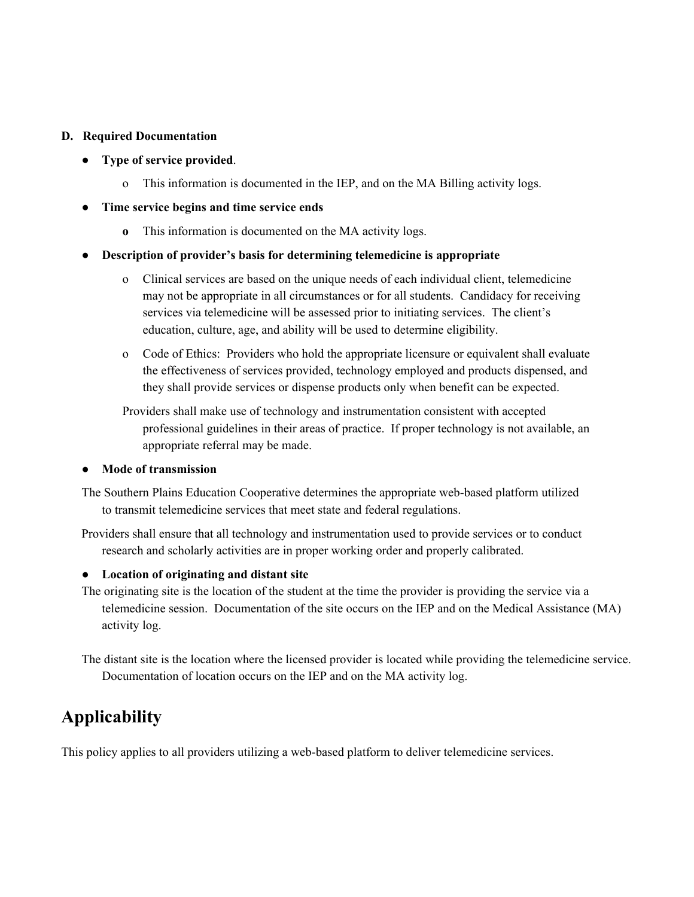**D. Required Documentation**

- **Type of service provided**.
  - This information is documented in the IEP, and on the MA Billing activity logs.
- **Time service begins and time service ends**
  - This information is documented on the MA activity logs.
- **Description of provider's basis for determining telemedicine is appropriate**
  - Clinical services are based on the unique needs of each individual client, telemedicine may not be appropriate in all circumstances or for all students. Candidacy for receiving services via telemedicine will be assessed prior to initiating services. The client's education, culture, age, and ability will be used to determine eligibility.
  - Code of Ethics: Providers who hold the appropriate licensure or equivalent shall evaluate the effectiveness of services provided, technology employed and products dispensed, and they shall provide services or dispense products only when benefit can be expected.

  Providers shall make use of technology and instrumentation consistent with accepted professional guidelines in their areas of practice. If proper technology is not available, an appropriate referral may be made.

- **Mode of transmission**

The Southern Plains Education Cooperative determines the appropriate web-based platform utilized to transmit telemedicine services that meet state and federal regulations.

Providers shall ensure that all technology and instrumentation used to provide services or to conduct research and scholarly activities are in proper working order and properly calibrated.

- **Location of originating and distant site**

The originating site is the location of the student at the time the provider is providing the service via a telemedicine session. Documentation of the site occurs on the IEP and on the Medical Assistance (MA) activity log.

The distant site is the location where the licensed provider is located while providing the telemedicine service. Documentation of location occurs on the IEP and on the MA activity log.

# Applicability

This policy applies to all providers utilizing a web-based platform to deliver telemedicine services.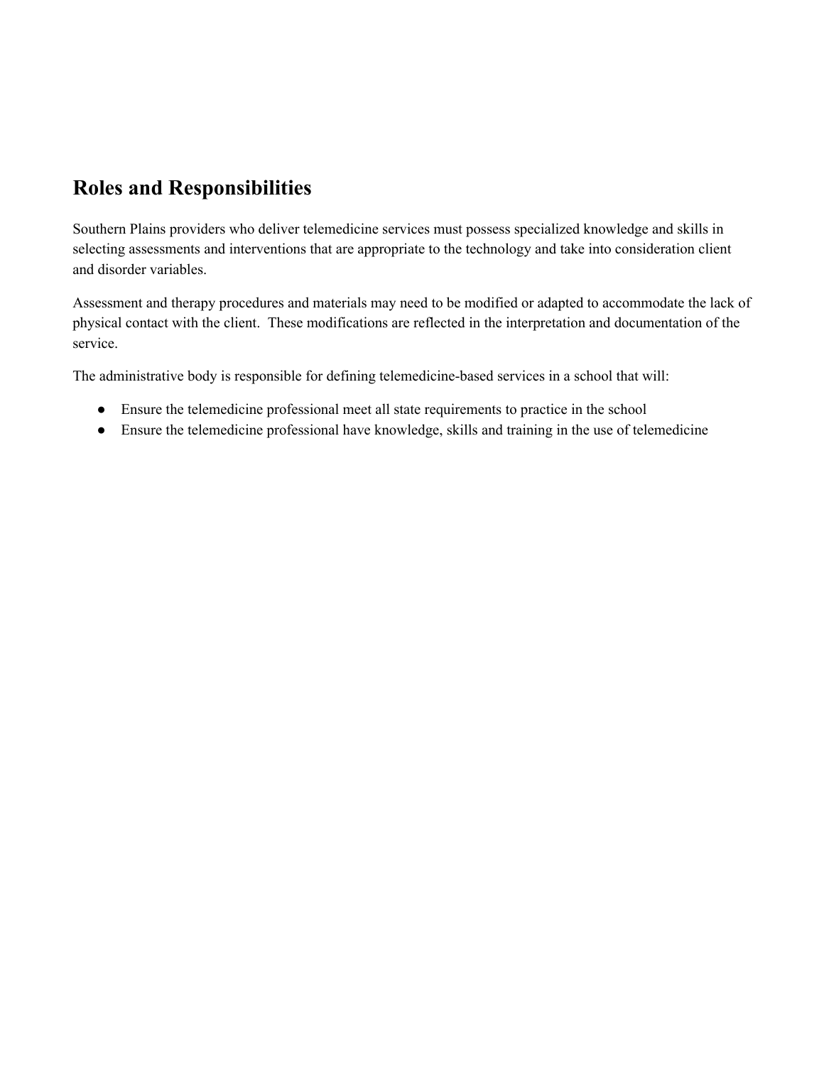## Roles and Responsibilities

Southern Plains providers who deliver telemedicine services must possess specialized knowledge and skills in selecting assessments and interventions that are appropriate to the technology and take into consideration client and disorder variables.

Assessment and therapy procedures and materials may need to be modified or adapted to accommodate the lack of physical contact with the client. These modifications are reflected in the interpretation and documentation of the service.

The administrative body is responsible for defining telemedicine-based services in a school that will:

- Ensure the telemedicine professional meet all state requirements to practice in the school
- Ensure the telemedicine professional have knowledge, skills and training in the use of telemedicine